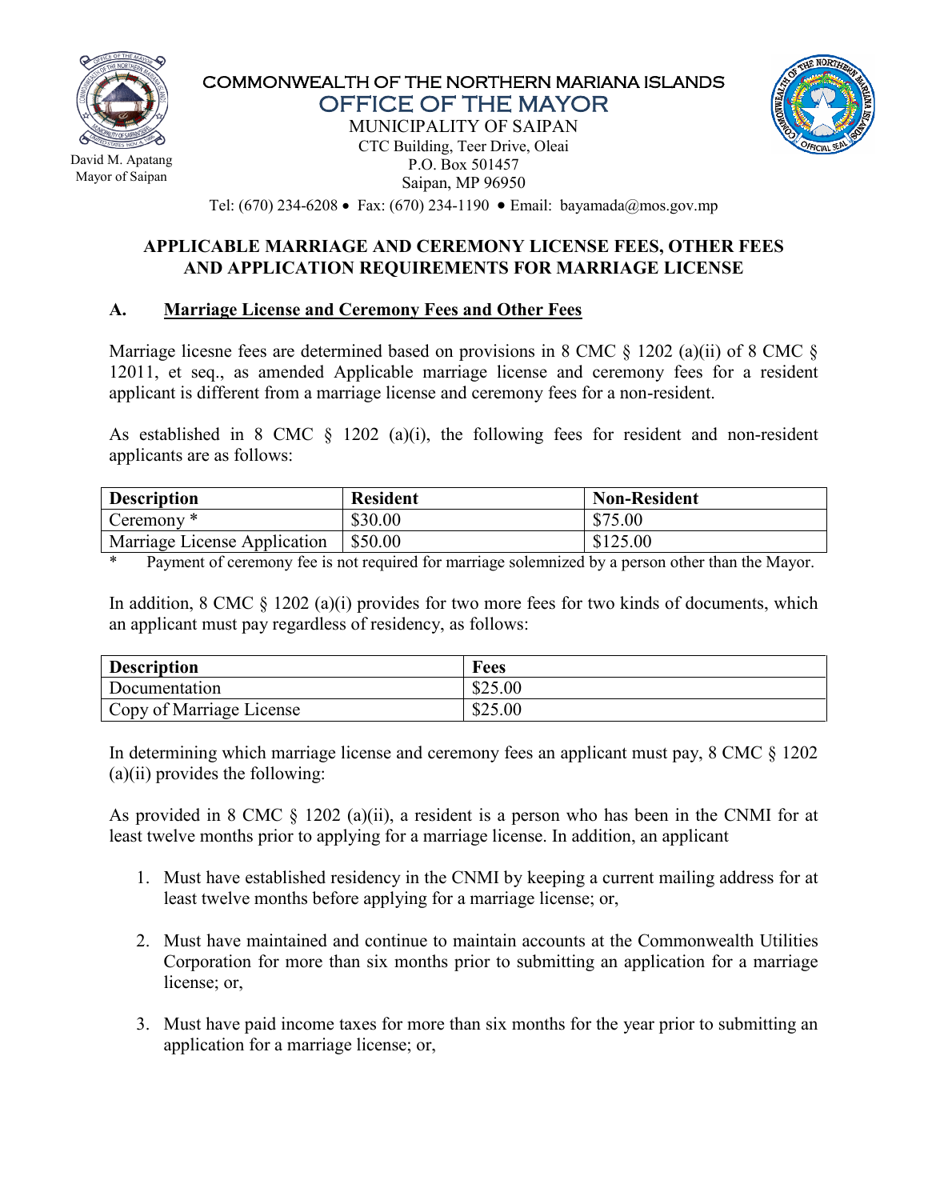David M. Apatang
Mayor of Saipan

COMMONWEALTH OF THE NORTHERN MARIANA ISLANDS

# OFFICE OF THE MAYOR

MUNICIPALITY OF SAIPAN
CTC Building, Teer Drive, Oleai
P.O. Box 501457
Saipan, MP 96950
Tel: (670) 234-6208 • Fax: (670) 234-1190 • Email: bayamada@mos.gov.mp

## APPLICABLE MARRIAGE AND CEREMONY LICENSE FEES, OTHER FEES AND APPLICATION REQUIREMENTS FOR MARRIAGE LICENSE

### A. Marriage License and Ceremony Fees and Other Fees

Marriage licesne fees are determined based on provisions in 8 CMC § 1202 (a)(ii) of 8 CMC § 12011, et seq., as amended Applicable marriage license and ceremony fees for a resident applicant is different from a marriage license and ceremony fees for a non-resident.

As established in 8 CMC § 1202 (a)(i), the following fees for resident and non-resident applicants are as follows:

| Description | Resident | Non-Resident |
|---|---|---|
| Ceremony * | $30.00 | $75.00 |
| Marriage License Application | $50.00 | $125.00 |

\* Payment of ceremony fee is not required for marriage solemnized by a person other than the Mayor.

In addition, 8 CMC § 1202 (a)(i) provides for two more fees for two kinds of documents, which an applicant must pay regardless of residency, as follows:

| Description | Fees |
|---|---|
| Documentation | $25.00 |
| Copy of Marriage License | $25.00 |

In determining which marriage license and ceremony fees an applicant must pay, 8 CMC § 1202 (a)(ii) provides the following:

As provided in 8 CMC § 1202 (a)(ii), a resident is a person who has been in the CNMI for at least twelve months prior to applying for a marriage license. In addition, an applicant

1. Must have established residency in the CNMI by keeping a current mailing address for at least twelve months before applying for a marriage license; or,
2. Must have maintained and continue to maintain accounts at the Commonwealth Utilities Corporation for more than six months prior to submitting an application for a marriage license; or,
3. Must have paid income taxes for more than six months for the year prior to submitting an application for a marriage license; or,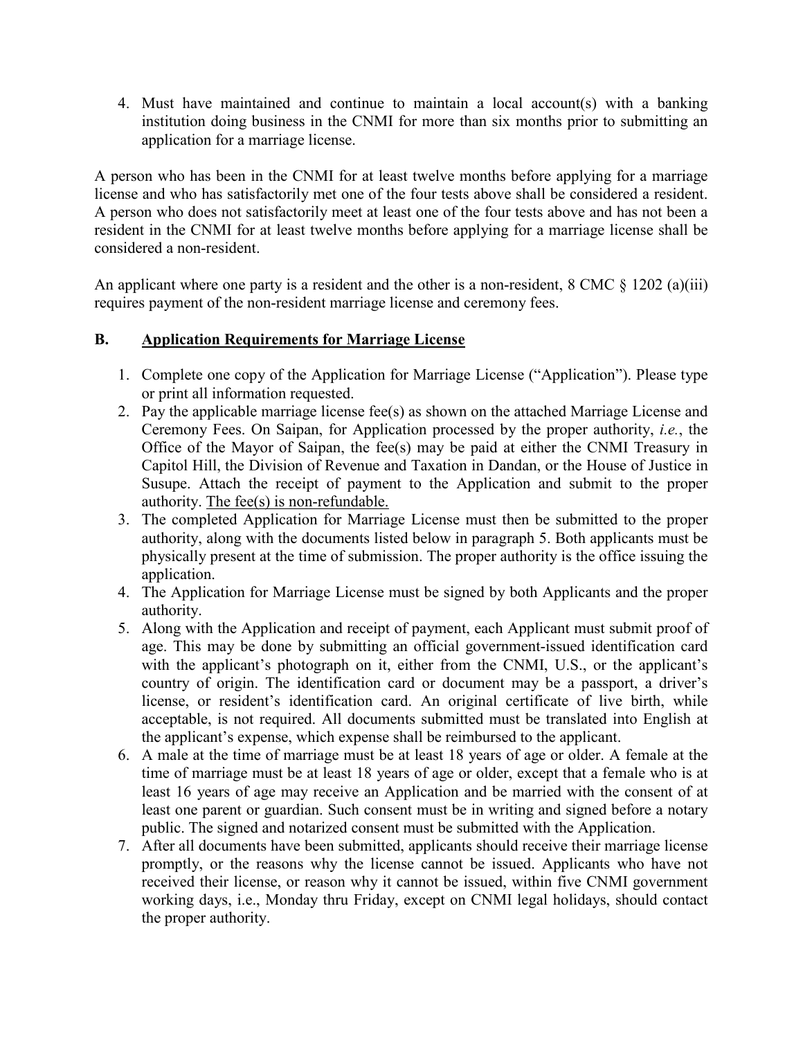4. Must have maintained and continue to maintain a local account(s) with a banking institution doing business in the CNMI for more than six months prior to submitting an application for a marriage license.

A person who has been in the CNMI for at least twelve months before applying for a marriage license and who has satisfactorily met one of the four tests above shall be considered a resident. A person who does not satisfactorily meet at least one of the four tests above and has not been a resident in the CNMI for at least twelve months before applying for a marriage license shall be considered a non-resident.

An applicant where one party is a resident and the other is a non-resident, 8 CMC § 1202 (a)(iii) requires payment of the non-resident marriage license and ceremony fees.

## B. Application Requirements for Marriage License

1. Complete one copy of the Application for Marriage License ("Application"). Please type or print all information requested.
2. Pay the applicable marriage license fee(s) as shown on the attached Marriage License and Ceremony Fees. On Saipan, for Application processed by the proper authority, *i.e.*, the Office of the Mayor of Saipan, the fee(s) may be paid at either the CNMI Treasury in Capitol Hill, the Division of Revenue and Taxation in Dandan, or the House of Justice in Susupe. Attach the receipt of payment to the Application and submit to the proper authority. <u>The fee(s) is non-refundable.</u>
3. The completed Application for Marriage License must then be submitted to the proper authority, along with the documents listed below in paragraph 5. Both applicants must be physically present at the time of submission. The proper authority is the office issuing the application.
4. The Application for Marriage License must be signed by both Applicants and the proper authority.
5. Along with the Application and receipt of payment, each Applicant must submit proof of age. This may be done by submitting an official government-issued identification card with the applicant's photograph on it, either from the CNMI, U.S., or the applicant's country of origin. The identification card or document may be a passport, a driver's license, or resident's identification card. An original certificate of live birth, while acceptable, is not required. All documents submitted must be translated into English at the applicant's expense, which expense shall be reimbursed to the applicant.
6. A male at the time of marriage must be at least 18 years of age or older. A female at the time of marriage must be at least 18 years of age or older, except that a female who is at least 16 years of age may receive an Application and be married with the consent of at least one parent or guardian. Such consent must be in writing and signed before a notary public. The signed and notarized consent must be submitted with the Application.
7. After all documents have been submitted, applicants should receive their marriage license promptly, or the reasons why the license cannot be issued. Applicants who have not received their license, or reason why it cannot be issued, within five CNMI government working days, i.e., Monday thru Friday, except on CNMI legal holidays, should contact the proper authority.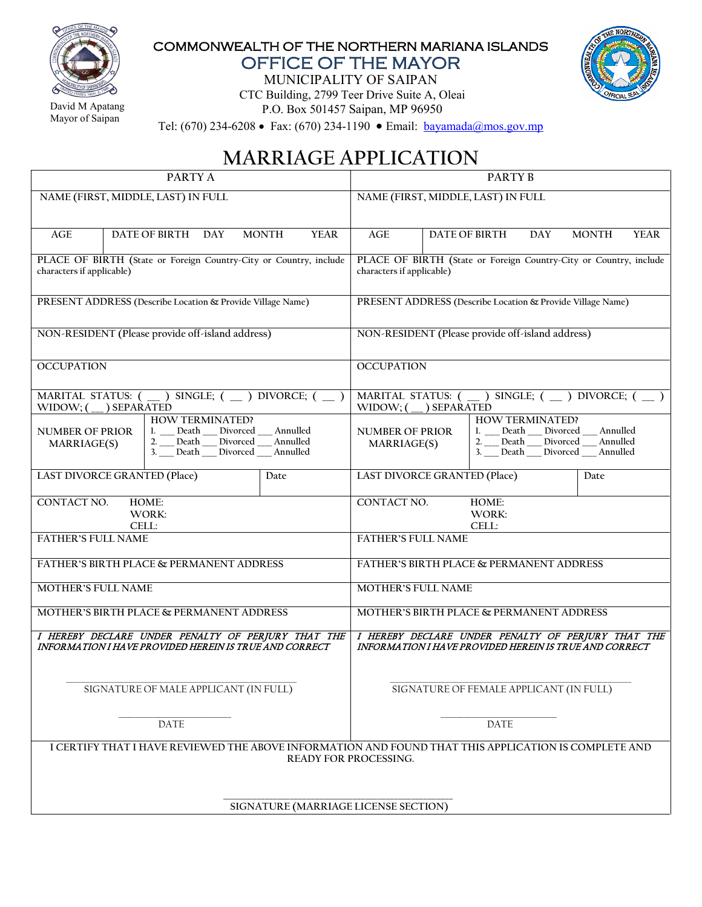COMMONWEALTH OF THE NORTHERN MARIANA ISLANDS

OFFICE OF THE MAYOR

MUNICIPALITY OF SAIPAN

CTC Building, 2799 Teer Drive Suite A, Oleai

P.O. Box 501457 Saipan, MP 96950

Tel: (670) 234-6208 • Fax: (670) 234-1190 • Email: bayamada@mos.gov.mp

David M Apatang
Mayor of Saipan

# MARRIAGE APPLICATION

| PARTY A | PARTY B |
|---|---|
| NAME (FIRST, MIDDLE, LAST) IN FULL | NAME (FIRST, MIDDLE, LAST) IN FULL |
| AGE / DATE OF BIRTH DAY MONTH YEAR | AGE / DATE OF BIRTH DAY MONTH YEAR |
| PLACE OF BIRTH (State or Foreign Country-City or Country, include characters if applicable) | PLACE OF BIRTH (State or Foreign Country-City or Country, include characters if applicable) |
| PRESENT ADDRESS (Describe Location & Provide Village Name) | PRESENT ADDRESS (Describe Location & Provide Village Name) |
| NON-RESIDENT (Please provide off-island address) | NON-RESIDENT (Please provide off-island address) |
| OCCUPATION | OCCUPATION |
| MARITAL STATUS: ( __ ) SINGLE; ( __ ) DIVORCE; ( __ ) WIDOW; ( __ ) SEPARATED | MARITAL STATUS: ( __ ) SINGLE; ( __ ) DIVORCE; ( __ ) WIDOW; ( __ ) SEPARATED |
| NUMBER OF PRIOR MARRIAGE(S) / HOW TERMINATED? 1. ___ Death ___ Divorced ___ Annulled 2. ___ Death ___ Divorced ___ Annulled 3. ___ Death ___ Divorced ___ Annulled | NUMBER OF PRIOR MARRIAGE(S) / HOW TERMINATED? 1. ___ Death ___ Divorced ___ Annulled 2. ___ Death ___ Divorced ___ Annulled 3. ___ Death ___ Divorced ___ Annulled |
| LAST DIVORCE GRANTED (Place) / Date | LAST DIVORCE GRANTED (Place) / Date |
| CONTACT NO. HOME: WORK: CELL: | CONTACT NO. HOME: WORK: CELL: |
| FATHER'S FULL NAME | FATHER'S FULL NAME |
| FATHER'S BIRTH PLACE & PERMANENT ADDRESS | FATHER'S BIRTH PLACE & PERMANENT ADDRESS |
| MOTHER'S FULL NAME | MOTHER'S FULL NAME |
| MOTHER'S BIRTH PLACE & PERMANENT ADDRESS | MOTHER'S BIRTH PLACE & PERMANENT ADDRESS |
| *I HEREBY DECLARE UNDER PENALTY OF PERJURY THAT THE INFORMATION I HAVE PROVIDED HEREIN IS TRUE AND CORRECT* | *I HEREBY DECLARE UNDER PENALTY OF PERJURY THAT THE INFORMATION I HAVE PROVIDED HEREIN IS TRUE AND CORRECT* |
| _______________ SIGNATURE OF MALE APPLICANT (IN FULL) | _______________ SIGNATURE OF FEMALE APPLICANT (IN FULL) |
| _______________ DATE | _______________ DATE |

I CERTIFY THAT I HAVE REVIEWED THE ABOVE INFORMATION AND FOUND THAT THIS APPLICATION IS COMPLETE AND READY FOR PROCESSING.

_______________________________

SIGNATURE (MARRIAGE LICENSE SECTION)